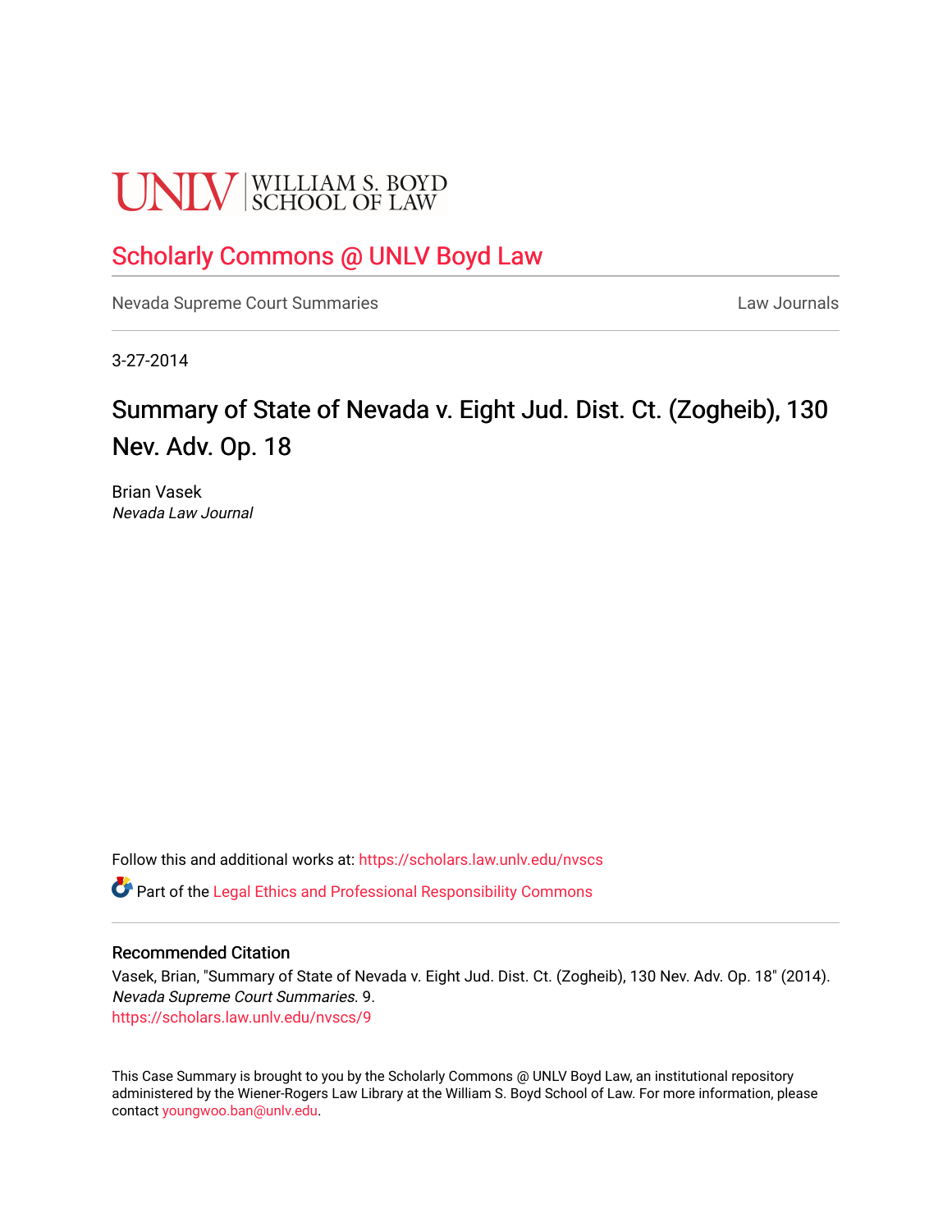UNLV | WILLIAM S. BOYD SCHOOL OF LAW

# Scholarly Commons @ UNLV Boyd Law

Nevada Supreme Court Summaries | Law Journals

3-27-2014

## Summary of State of Nevada v. Eight Jud. Dist. Ct. (Zogheib), 130 Nev. Adv. Op. 18

Brian Vasek
*Nevada Law Journal*

Follow this and additional works at: https://scholars.law.unlv.edu/nvscs

Part of the Legal Ethics and Professional Responsibility Commons

### Recommended Citation

Vasek, Brian, "Summary of State of Nevada v. Eight Jud. Dist. Ct. (Zogheib), 130 Nev. Adv. Op. 18" (2014). *Nevada Supreme Court Summaries*. 9.
https://scholars.law.unlv.edu/nvscs/9

This Case Summary is brought to you by the Scholarly Commons @ UNLV Boyd Law, an institutional repository administered by the Wiener-Rogers Law Library at the William S. Boyd School of Law. For more information, please contact youngwoo.ban@unlv.edu.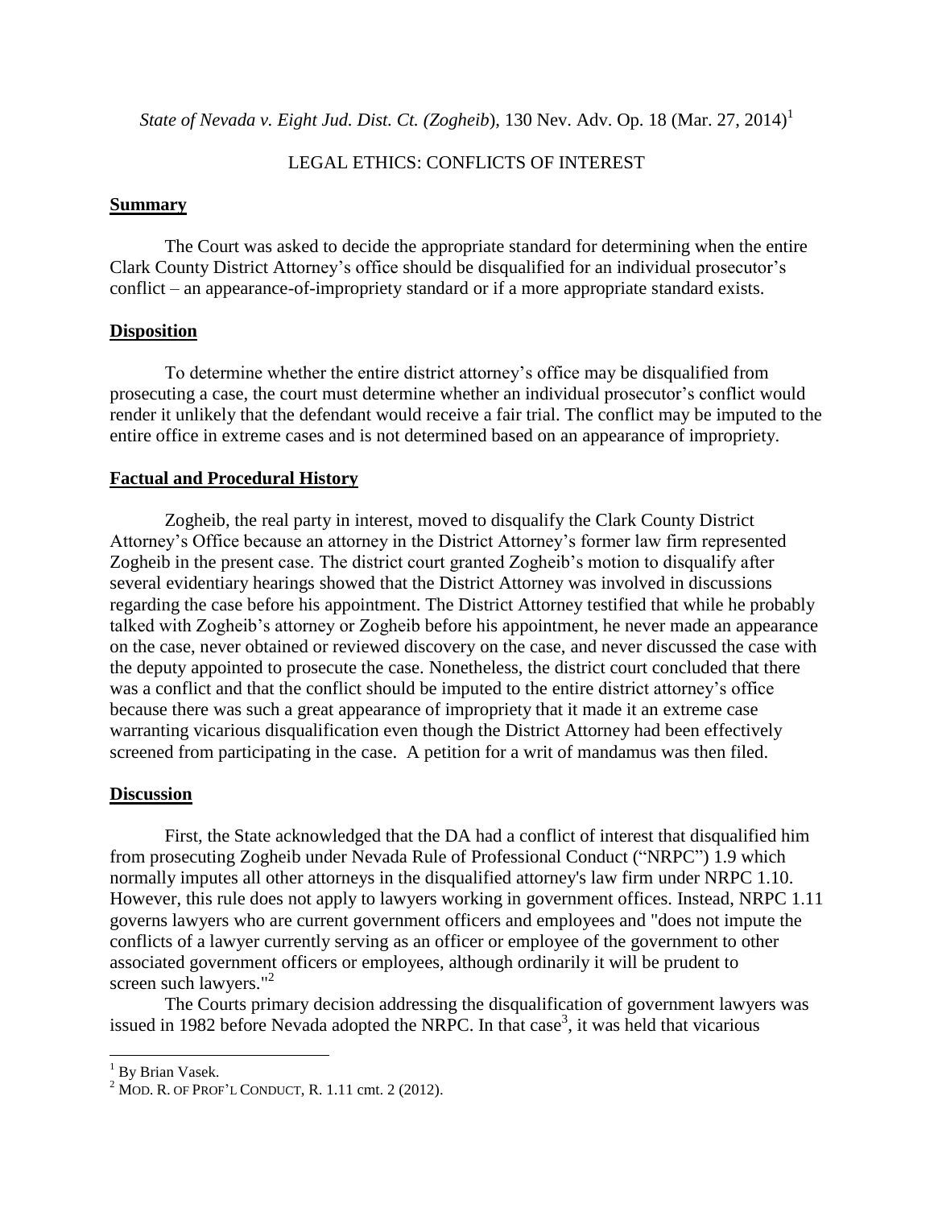*State of Nevada v. Eight Jud. Dist. Ct. (Zogheib)*, 130 Nev. Adv. Op. 18 (Mar. 27, 2014)[1]

LEGAL ETHICS: CONFLICTS OF INTEREST

## **Summary**

The Court was asked to decide the appropriate standard for determining when the entire Clark County District Attorney's office should be disqualified for an individual prosecutor's conflict – an appearance-of-impropriety standard or if a more appropriate standard exists.

## **Disposition**

To determine whether the entire district attorney's office may be disqualified from prosecuting a case, the court must determine whether an individual prosecutor's conflict would render it unlikely that the defendant would receive a fair trial. The conflict may be imputed to the entire office in extreme cases and is not determined based on an appearance of impropriety.

## **Factual and Procedural History**

Zogheib, the real party in interest, moved to disqualify the Clark County District Attorney's Office because an attorney in the District Attorney's former law firm represented Zogheib in the present case. The district court granted Zogheib's motion to disqualify after several evidentiary hearings showed that the District Attorney was involved in discussions regarding the case before his appointment. The District Attorney testified that while he probably talked with Zogheib's attorney or Zogheib before his appointment, he never made an appearance on the case, never obtained or reviewed discovery on the case, and never discussed the case with the deputy appointed to prosecute the case. Nonetheless, the district court concluded that there was a conflict and that the conflict should be imputed to the entire district attorney's office because there was such a great appearance of impropriety that it made it an extreme case warranting vicarious disqualification even though the District Attorney had been effectively screened from participating in the case. A petition for a writ of mandamus was then filed.

## **Discussion**

First, the State acknowledged that the DA had a conflict of interest that disqualified him from prosecuting Zogheib under Nevada Rule of Professional Conduct ("NRPC") 1.9 which normally imputes all other attorneys in the disqualified attorney's law firm under NRPC 1.10. However, this rule does not apply to lawyers working in government offices. Instead, NRPC 1.11 governs lawyers who are current government officers and employees and "does not impute the conflicts of a lawyer currently serving as an officer or employee of the government to other associated government officers or employees, although ordinarily it will be prudent to screen such lawyers."[2]

The Courts primary decision addressing the disqualification of government lawyers was issued in 1982 before Nevada adopted the NRPC. In that case[3], it was held that vicarious

---

[1] By Brian Vasek.

[2] MOD. R. OF PROF'L CONDUCT, R. 1.11 cmt. 2 (2012).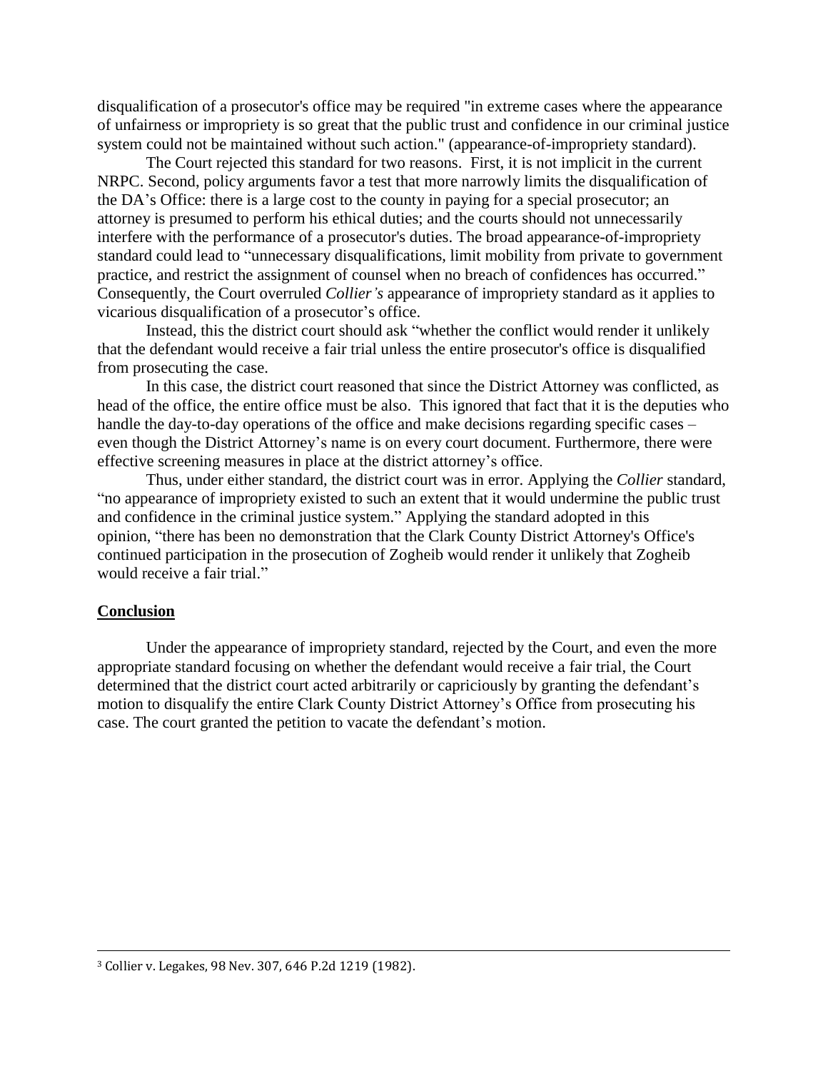disqualification of a prosecutor's office may be required "in extreme cases where the appearance of unfairness or impropriety is so great that the public trust and confidence in our criminal justice system could not be maintained without such action." (appearance-of-impropriety standard).

The Court rejected this standard for two reasons. First, it is not implicit in the current NRPC. Second, policy arguments favor a test that more narrowly limits the disqualification of the DA's Office: there is a large cost to the county in paying for a special prosecutor; an attorney is presumed to perform his ethical duties; and the courts should not unnecessarily interfere with the performance of a prosecutor's duties. The broad appearance-of-impropriety standard could lead to "unnecessary disqualifications, limit mobility from private to government practice, and restrict the assignment of counsel when no breach of confidences has occurred." Consequently, the Court overruled *Collier's* appearance of impropriety standard as it applies to vicarious disqualification of a prosecutor's office.

Instead, this the district court should ask "whether the conflict would render it unlikely that the defendant would receive a fair trial unless the entire prosecutor's office is disqualified from prosecuting the case.

In this case, the district court reasoned that since the District Attorney was conflicted, as head of the office, the entire office must be also. This ignored that fact that it is the deputies who handle the day-to-day operations of the office and make decisions regarding specific cases – even though the District Attorney's name is on every court document. Furthermore, there were effective screening measures in place at the district attorney's office.

Thus, under either standard, the district court was in error. Applying the *Collier* standard, "no appearance of impropriety existed to such an extent that it would undermine the public trust and confidence in the criminal justice system." Applying the standard adopted in this opinion, "there has been no demonstration that the Clark County District Attorney's Office's continued participation in the prosecution of Zogheib would render it unlikely that Zogheib would receive a fair trial."

## Conclusion

Under the appearance of impropriety standard, rejected by the Court, and even the more appropriate standard focusing on whether the defendant would receive a fair trial, the Court determined that the district court acted arbitrarily or capriciously by granting the defendant's motion to disqualify the entire Clark County District Attorney's Office from prosecuting his case. The court granted the petition to vacate the defendant's motion.

---

[3] Collier v. Legakes, 98 Nev. 307, 646 P.2d 1219 (1982).